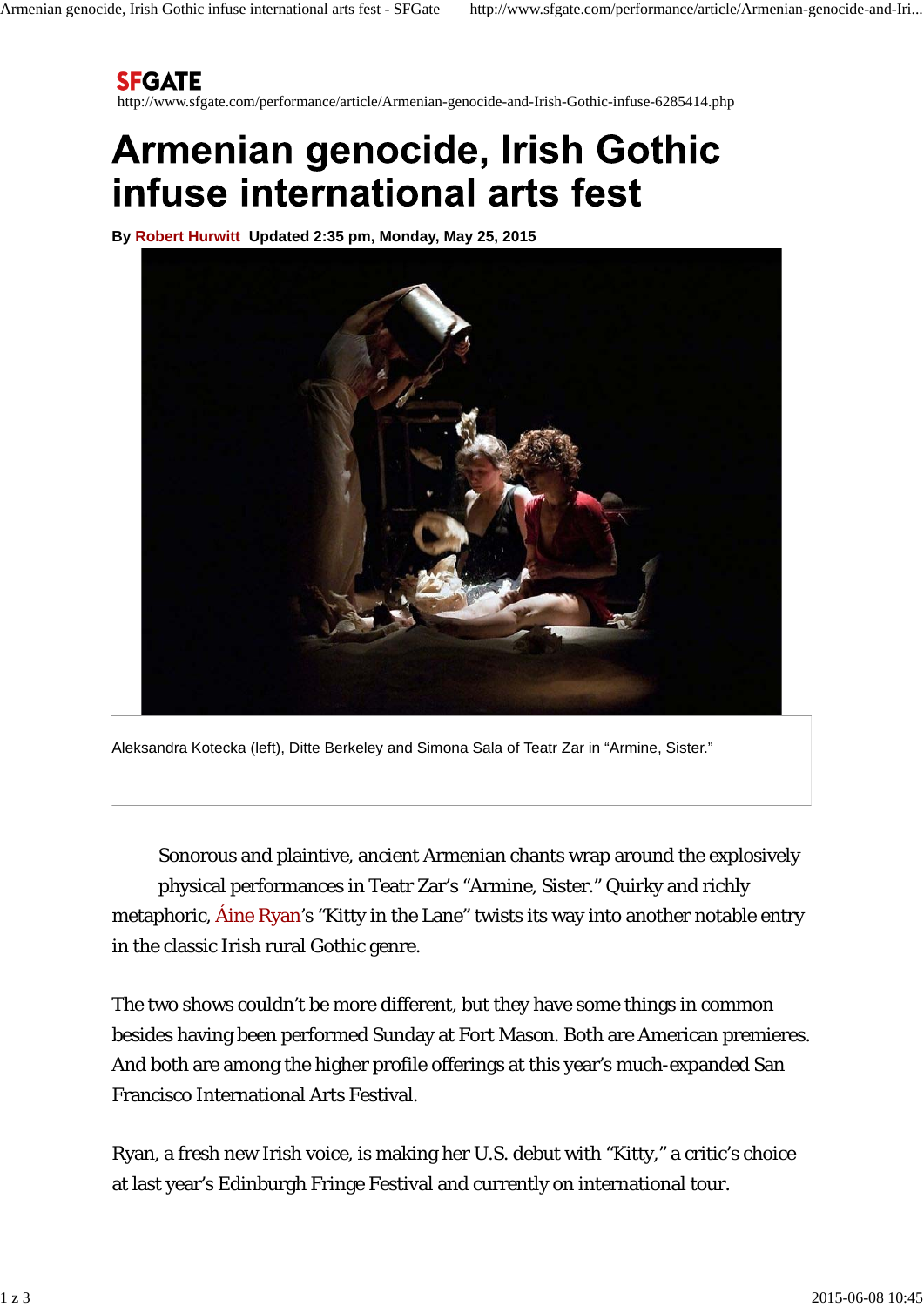**SFGATE**

http://www.sfgate.com/performance/article/Armenian-genocide-and-Irish-Gothic-infuse-6285414.php

# Armenian genocide, Irish Gothic infuse international arts fest

**By Robert Hurwitt Updated 2:35 pm, Monday, May 25, 2015**

Aleksandra Kotecka (left), Ditte Berkeley and Simona Sala of Teatr Zar in "Armine, Sister."

Sonorous and plaintive, ancient Armenian chants wrap around the explosively physical performances in Teatr Zar's "Armine, Sister." Quirky and richly metaphoric, Áine Ryan's "Kitty in the Lane" twists its way into another notable entry in the classic Irish rural Gothic genre.

The two shows couldn't be more different, but they have some things in common besides having been performed Sunday at Fort Mason. Both are American premieres. And both are among the higher profile offerings at this year's much-expanded San Francisco International Arts Festival.

Ryan, a fresh new Irish voice, is making her U.S. debut with "Kitty," a critic's choice at last year's Edinburgh Fringe Festival and currently on international tour.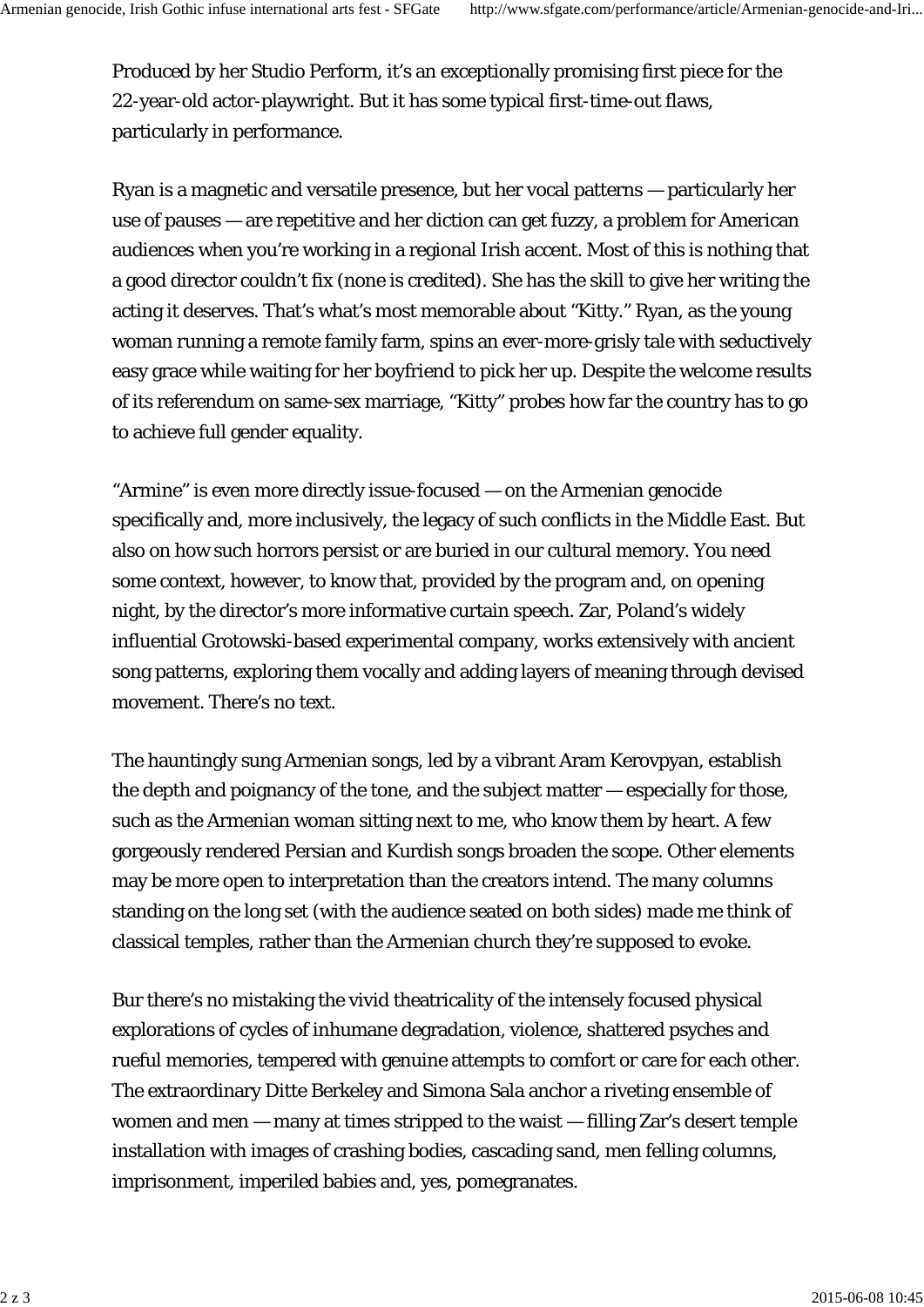Produced by her Studio Perform, it's an exceptionally promising first piece for the 22-year-old actor-playwright. But it has some typical first-time-out flaws, particularly in performance.

Ryan is a magnetic and versatile presence, but her vocal patterns — particularly her use of pauses — are repetitive and her diction can get fuzzy, a problem for American audiences when you're working in a regional Irish accent. Most of this is nothing that a good director couldn't fix (none is credited). She has the skill to give her writing the acting it deserves. That's what's most memorable about "Kitty." Ryan, as the young woman running a remote family farm, spins an ever-more-grisly tale with seductively easy grace while waiting for her boyfriend to pick her up. Despite the welcome results of its referendum on same-sex marriage, "Kitty" probes how far the country has to go to achieve full gender equality.

"Armine" is even more directly issue-focused — on the Armenian genocide specifically and, more inclusively, the legacy of such conflicts in the Middle East. But also on how such horrors persist or are buried in our cultural memory. You need some context, however, to know that, provided by the program and, on opening night, by the director's more informative curtain speech. Zar, Poland's widely influential Grotowski-based experimental company, works extensively with ancient song patterns, exploring them vocally and adding layers of meaning through devised movement. There's no text.

The hauntingly sung Armenian songs, led by a vibrant Aram Kerovpyan, establish the depth and poignancy of the tone, and the subject matter — especially for those, such as the Armenian woman sitting next to me, who know them by heart. A few gorgeously rendered Persian and Kurdish songs broaden the scope. Other elements may be more open to interpretation than the creators intend. The many columns standing on the long set (with the audience seated on both sides) made me think of classical temples, rather than the Armenian church they're supposed to evoke.

Bur there's no mistaking the vivid theatricality of the intensely focused physical explorations of cycles of inhumane degradation, violence, shattered psyches and rueful memories, tempered with genuine attempts to comfort or care for each other. The extraordinary Ditte Berkeley and Simona Sala anchor a riveting ensemble of women and men — many at times stripped to the waist — filling Zar's desert temple installation with images of crashing bodies, cascading sand, men felling columns, imprisonment, imperiled babies and, yes, pomegranates.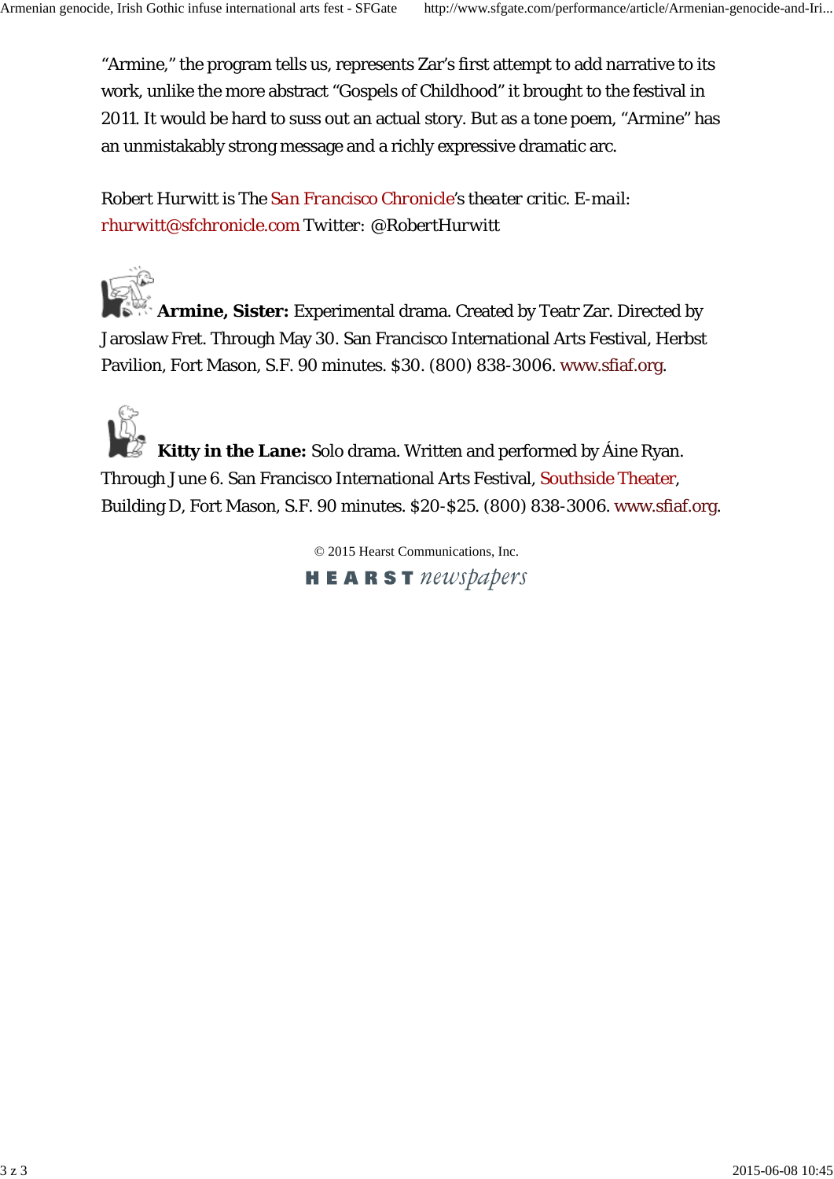"Armine," the program tells us, represents Zar's first attempt to add narrative to its work, unlike the more abstract "Gospels of Childhood" it brought to the festival in 2011. It would be hard to suss out an actual story. But as a tone poem, "Armine" has an unmistakably strong message and a richly expressive dramatic arc.

*Robert Hurwitt is The San Francisco Chronicle's theater critic. E-mail: rhurwitt@sfchronicle.com Twitter: @RobertHurwitt*

**Armine, Sister:** Experimental drama. Created by Teatr Zar. Directed by Jaroslaw Fret. Through May 30. San Francisco International Arts Festival, Herbst Pavilion, Fort Mason, S.F. 90 minutes. $30. (800) 838-3006. www.sfiaf.org.

**Kitty in the Lane:** Solo drama. Written and performed by Áine Ryan. Through June 6. San Francisco International Arts Festival, Southside Theater, Building D, Fort Mason, S.F. 90 minutes. $20-$25. (800) 838-3006. www.sfiaf.org.

© 2015 Hearst Communications, Inc.

HEARST *newspapers*